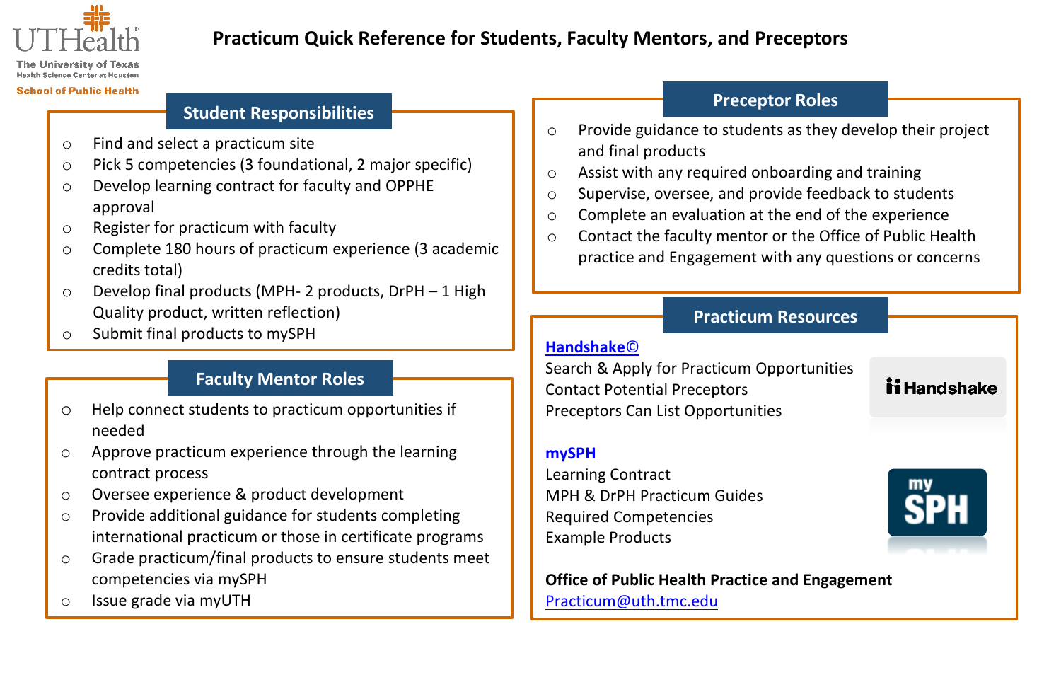UTHealth
The University of Texas Health Science Center at Houston
School of Public Health

# Practicum Quick Reference for Students, Faculty Mentors, and Preceptors

## Student Responsibilities

- Find and select a practicum site
- Pick 5 competencies (3 foundational, 2 major specific)
- Develop learning contract for faculty and OPPHE approval
- Register for practicum with faculty
- Complete 180 hours of practicum experience (3 academic credits total)
- Develop final products (MPH- 2 products, DrPH – 1 High Quality product, written reflection)
- Submit final products to mySPH

## Faculty Mentor Roles

- Help connect students to practicum opportunities if needed
- Approve practicum experience through the learning contract process
- Oversee experience & product development
- Provide additional guidance for students completing international practicum or those in certificate programs
- Grade practicum/final products to ensure students meet competencies via mySPH
- Issue grade via myUTH

## Preceptor Roles

- Provide guidance to students as they develop their project and final products
- Assist with any required onboarding and training
- Supervise, oversee, and provide feedback to students
- Complete an evaluation at the end of the experience
- Contact the faculty mentor or the Office of Public Health practice and Engagement with any questions or concerns

## Practicum Resources

**Handshake©**

Search & Apply for Practicum Opportunities
Contact Potential Preceptors
Preceptors Can List Opportunities

**mySPH**

Learning Contract
MPH & DrPH Practicum Guides
Required Competencies
Example Products

**Office of Public Health Practice and Engagement**
Practicum@uth.tmc.edu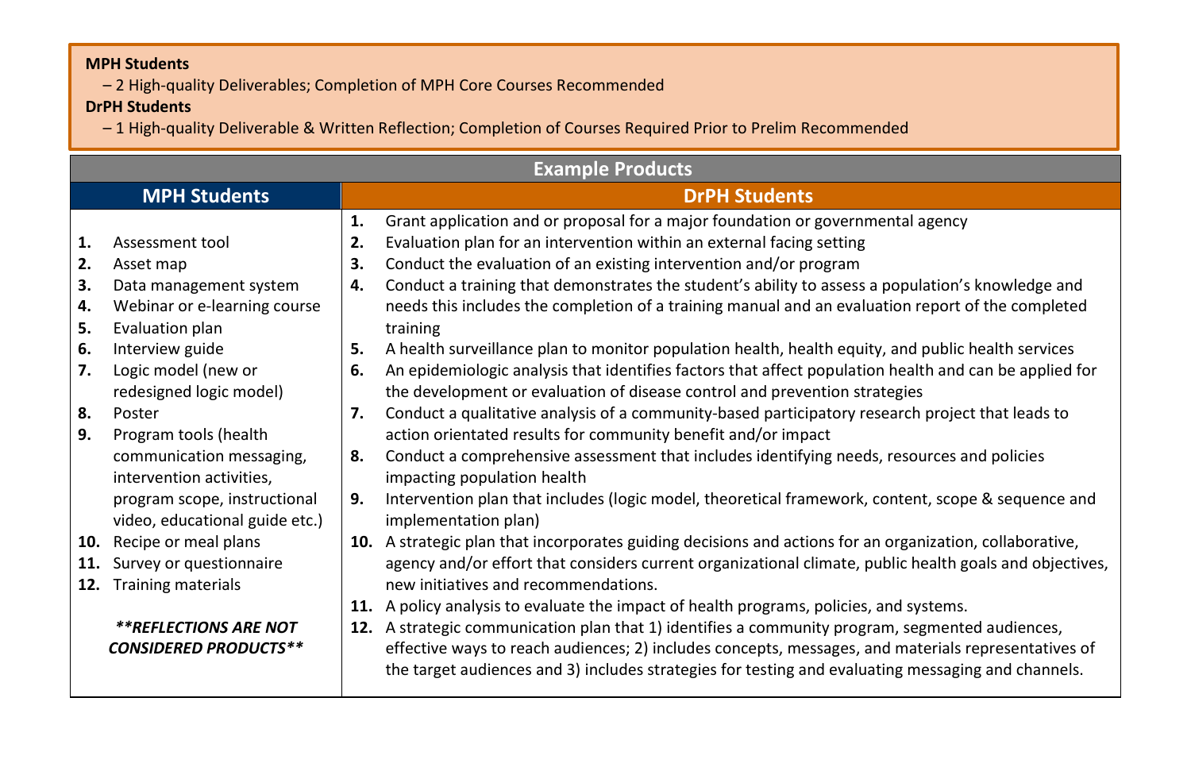**MPH Students**

– 2 High-quality Deliverables; Completion of MPH Core Courses Recommended

**DrPH Students**

– 1 High-quality Deliverable & Written Reflection; Completion of Courses Required Prior to Prelim Recommended

## Example Products

| MPH Students | DrPH Students |
|---|---|
| 1. Assessment tool<br>2. Asset map<br>3. Data management system<br>4. Webinar or e-learning course<br>5. Evaluation plan<br>6. Interview guide<br>7. Logic model (new or redesigned logic model)<br>8. Poster<br>9. Program tools (health communication messaging, intervention activities, program scope, instructional video, educational guide etc.)<br>10. Recipe or meal plans<br>11. Survey or questionnaire<br>12. Training materials<br><br>***\*\*REFLECTIONS ARE NOT CONSIDERED PRODUCTS\*\**** | 1. Grant application and or proposal for a major foundation or governmental agency<br>2. Evaluation plan for an intervention within an external facing setting<br>3. Conduct the evaluation of an existing intervention and/or program<br>4. Conduct a training that demonstrates the student's ability to assess a population's knowledge and needs this includes the completion of a training manual and an evaluation report of the completed training<br>5. A health surveillance plan to monitor population health, health equity, and public health services<br>6. An epidemiologic analysis that identifies factors that affect population health and can be applied for the development or evaluation of disease control and prevention strategies<br>7. Conduct a qualitative analysis of a community-based participatory research project that leads to action orientated results for community benefit and/or impact<br>8. Conduct a comprehensive assessment that includes identifying needs, resources and policies impacting population health<br>9. Intervention plan that includes (logic model, theoretical framework, content, scope & sequence and implementation plan)<br>10. A strategic plan that incorporates guiding decisions and actions for an organization, collaborative, agency and/or effort that considers current organizational climate, public health goals and objectives, new initiatives and recommendations.<br>11. A policy analysis to evaluate the impact of health programs, policies, and systems.<br>12. A strategic communication plan that 1) identifies a community program, segmented audiences, effective ways to reach audiences; 2) includes concepts, messages, and materials representatives of the target audiences and 3) includes strategies for testing and evaluating messaging and channels. |